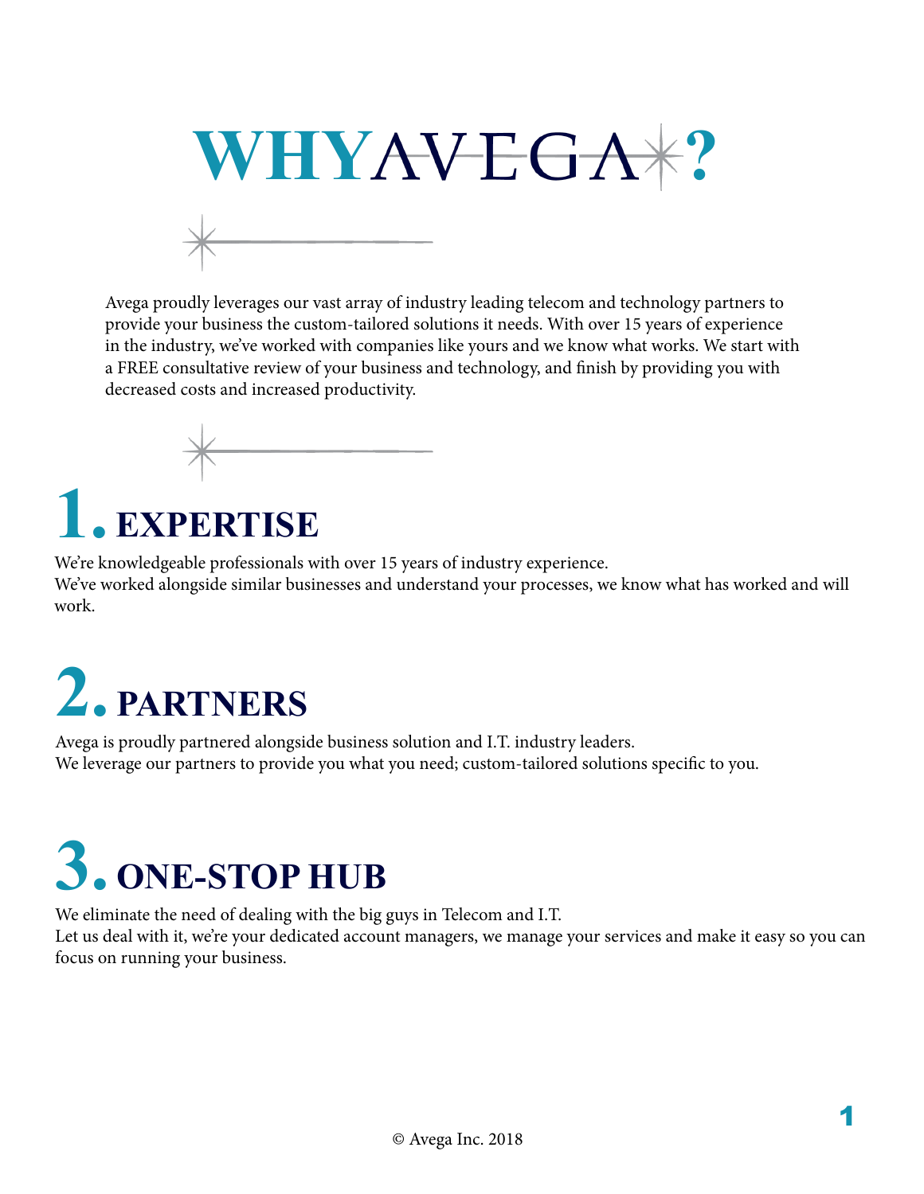# WHY AVEGA?

Avega proudly leverages our vast array of industry leading telecom and technology partners to provide your business the custom-tailored solutions it needs. With over 15 years of experience in the industry, we've worked with companies like yours and we know what works. We start with a FREE consultative review of your business and technology, and finish by providing you with decreased costs and increased productivity.

## 1. EXPERTISE

We're knowledgeable professionals with over 15 years of industry experience.
We've worked alongside similar businesses and understand your processes, we know what has worked and will work.

## 2. PARTNERS

Avega is proudly partnered alongside business solution and I.T. industry leaders.
We leverage our partners to provide you what you need; custom-tailored solutions specific to you.

## 3. ONE-STOP HUB

We eliminate the need of dealing with the big guys in Telecom and I.T.
Let us deal with it, we're your dedicated account managers, we manage your services and make it easy so you can focus on running your business.

© Avega Inc. 2018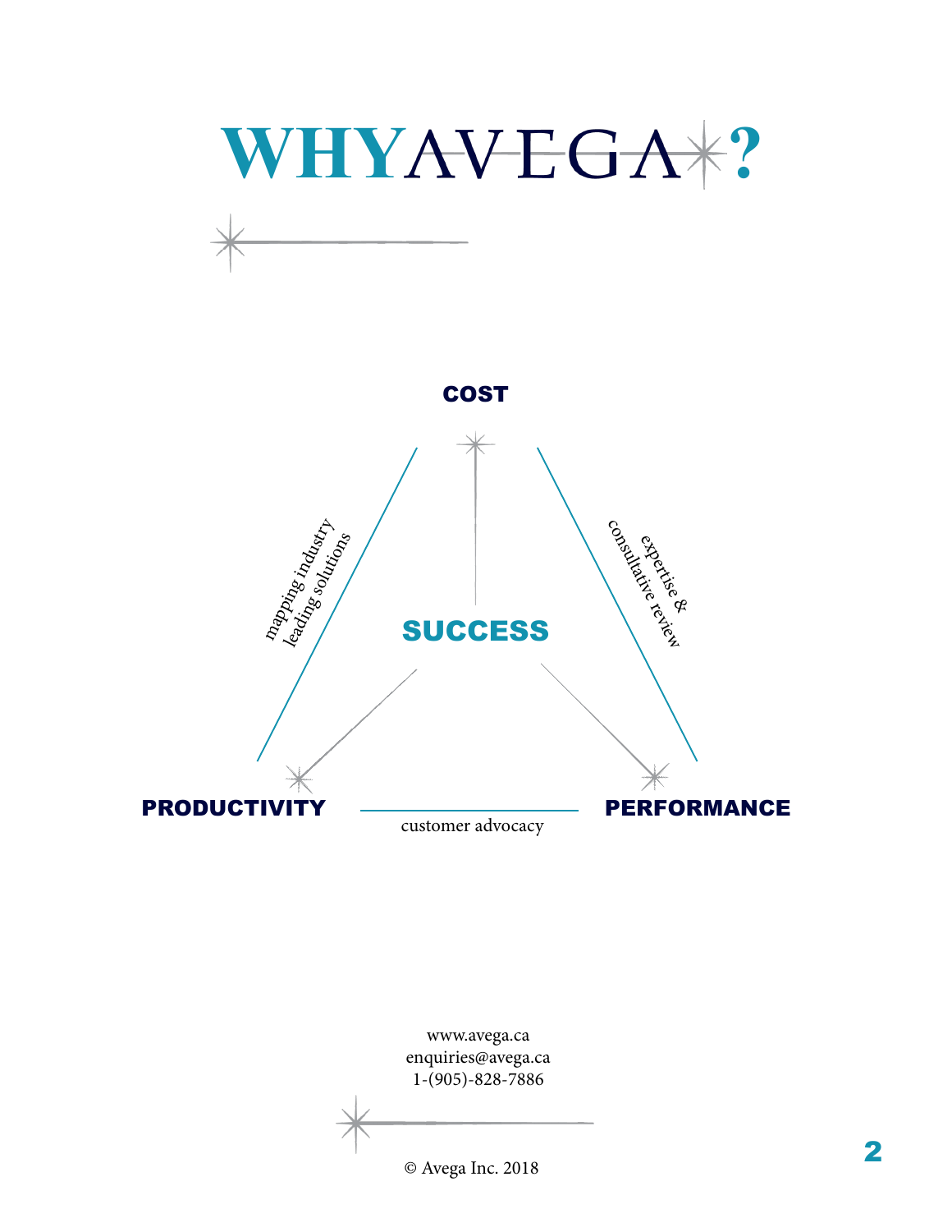# WHY AVEGA?

COST

mapping industry leading solutions

expertise & consultative review

SUCCESS

PRODUCTIVITY

PERFORMANCE

customer advocacy

www.avega.ca
enquiries@avega.ca
1-(905)-828-7886

© Avega Inc. 2018